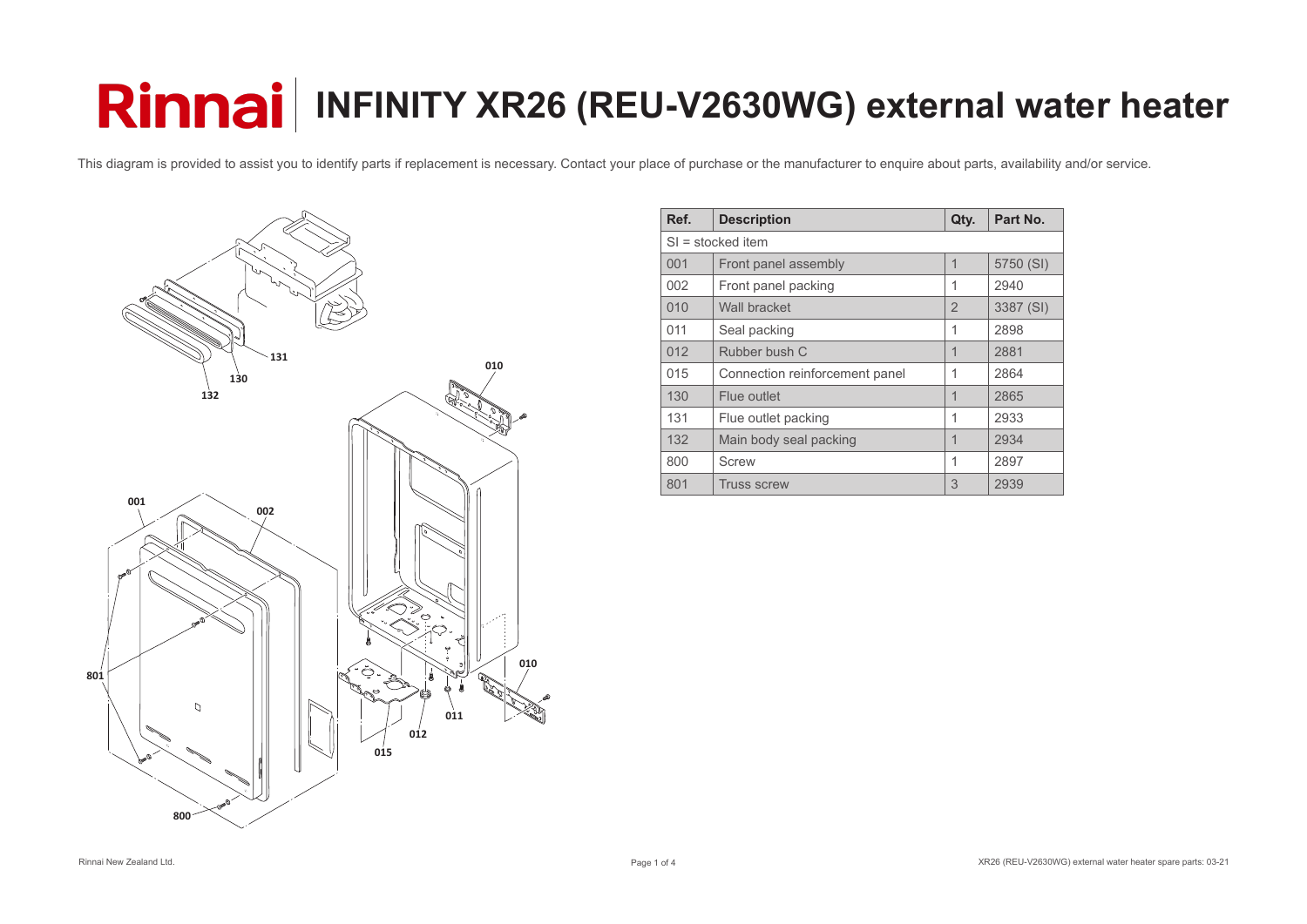# Rinnai | INFINITY XR26 (REU-V2630WG) external water heater

This diagram is provided to assist you to identify parts if replacement is necessary. Contact your place of purchase or the manufacturer to enquire about parts, availability and/or service.

| Ref. | Description | Qty. | Part No. |
|---|---|---|---|
| SI = stocked item | | | |
| 001 | Front panel assembly | 1 | 5750 (SI) |
| 002 | Front panel packing | 1 | 2940 |
| 010 | Wall bracket | 2 | 3387 (SI) |
| 011 | Seal packing | 1 | 2898 |
| 012 | Rubber bush C | 1 | 2881 |
| 015 | Connection reinforcement panel | 1 | 2864 |
| 130 | Flue outlet | 1 | 2865 |
| 131 | Flue outlet packing | 1 | 2933 |
| 132 | Main body seal packing | 1 | 2934 |
| 800 | Screw | 1 | 2897 |
| 801 | Truss screw | 3 | 2939 |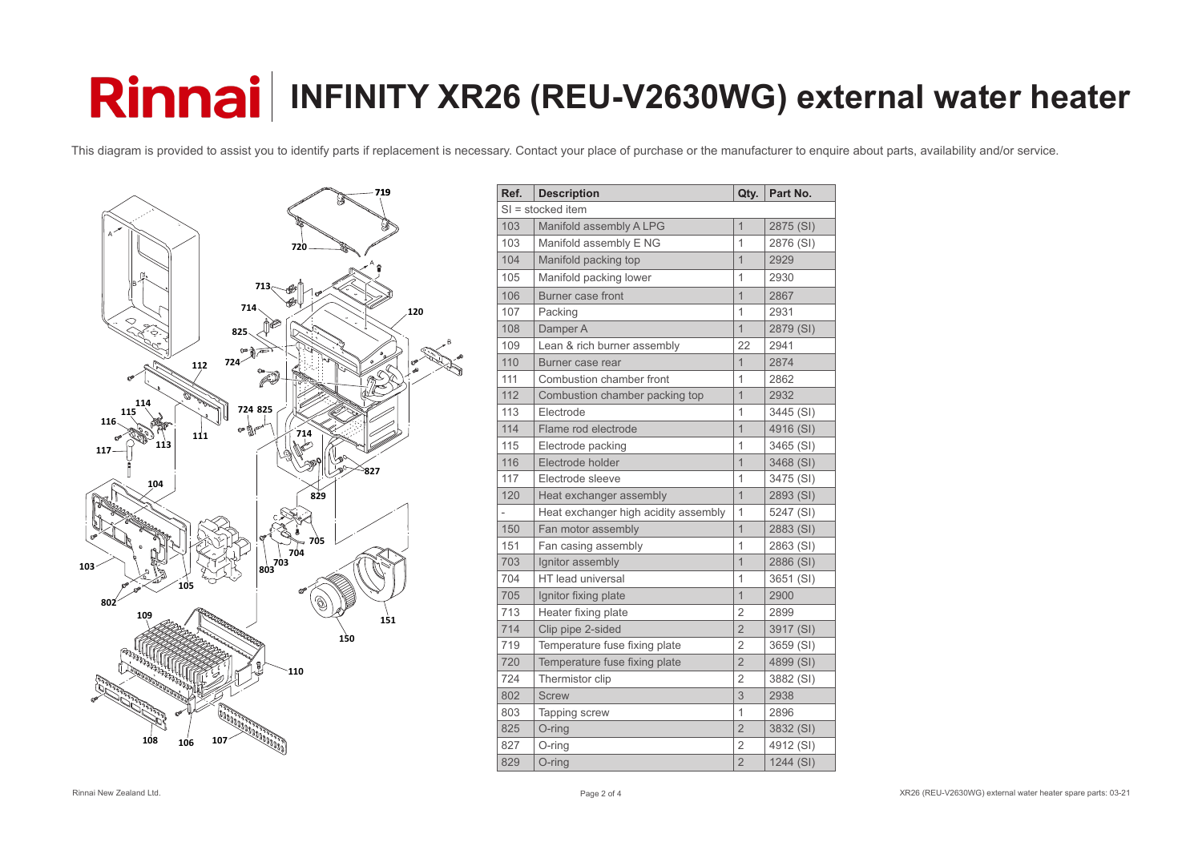# Rinnai | INFINITY XR26 (REU-V2630WG) external water heater

This diagram is provided to assist you to identify parts if replacement is necessary. Contact your place of purchase or the manufacturer to enquire about parts, availability and/or service.

| Ref. | Description | Qty. | Part No. |
|---|---|---|---|
| SI = stocked item | | | |
| 103 | Manifold assembly A LPG | 1 | 2875 (SI) |
| 103 | Manifold assembly E NG | 1 | 2876 (SI) |
| 104 | Manifold packing top | 1 | 2929 |
| 105 | Manifold packing lower | 1 | 2930 |
| 106 | Burner case front | 1 | 2867 |
| 107 | Packing | 1 | 2931 |
| 108 | Damper A | 1 | 2879 (SI) |
| 109 | Lean & rich burner assembly | 22 | 2941 |
| 110 | Burner case rear | 1 | 2874 |
| 111 | Combustion chamber front | 1 | 2862 |
| 112 | Combustion chamber packing top | 1 | 2932 |
| 113 | Electrode | 1 | 3445 (SI) |
| 114 | Flame rod electrode | 1 | 4916 (SI) |
| 115 | Electrode packing | 1 | 3465 (SI) |
| 116 | Electrode holder | 1 | 3468 (SI) |
| 117 | Electrode sleeve | 1 | 3475 (SI) |
| 120 | Heat exchanger assembly | 1 | 2893 (SI) |
| - | Heat exchanger high acidity assembly | 1 | 5247 (SI) |
| 150 | Fan motor assembly | 1 | 2883 (SI) |
| 151 | Fan casing assembly | 1 | 2863 (SI) |
| 703 | Ignitor assembly | 1 | 2886 (SI) |
| 704 | HT lead universal | 1 | 3651 (SI) |
| 705 | Ignitor fixing plate | 1 | 2900 |
| 713 | Heater fixing plate | 2 | 2899 |
| 714 | Clip pipe 2-sided | 2 | 3917 (SI) |
| 719 | Temperature fuse fixing plate | 2 | 3659 (SI) |
| 720 | Temperature fuse fixing plate | 2 | 4899 (SI) |
| 724 | Thermistor clip | 2 | 3882 (SI) |
| 802 | Screw | 3 | 2938 |
| 803 | Tapping screw | 1 | 2896 |
| 825 | O-ring | 2 | 3832 (SI) |
| 827 | O-ring | 2 | 4912 (SI) |
| 829 | O-ring | 2 | 1244 (SI) |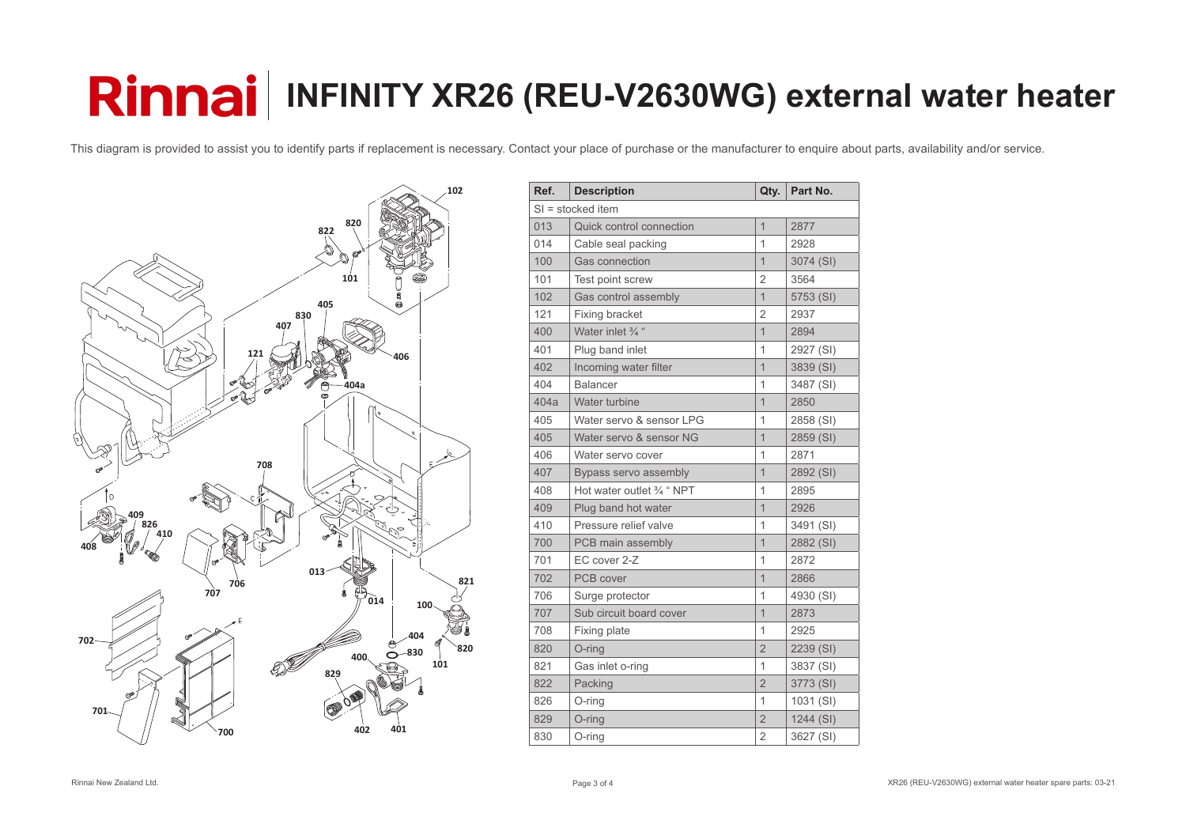# Rinnai | INFINITY XR26 (REU-V2630WG) external water heater

This diagram is provided to assist you to identify parts if replacement is necessary. Contact your place of purchase or the manufacturer to enquire about parts, availability and/or service.

| Ref. | Description | Qty. | Part No. |
|---|---|---|---|
| SI = stocked item | | | |
| 013 | Quick control connection | 1 | 2877 |
| 014 | Cable seal packing | 1 | 2928 |
| 100 | Gas connection | 1 | 3074 (SI) |
| 101 | Test point screw | 2 | 3564 |
| 102 | Gas control assembly | 1 | 5753 (SI) |
| 121 | Fixing bracket | 2 | 2937 |
| 400 | Water inlet ¾ " | 1 | 2894 |
| 401 | Plug band inlet | 1 | 2927 (SI) |
| 402 | Incoming water filter | 1 | 3839 (SI) |
| 404 | Balancer | 1 | 3487 (SI) |
| 404a | Water turbine | 1 | 2850 |
| 405 | Water servo & sensor LPG | 1 | 2858 (SI) |
| 405 | Water servo & sensor NG | 1 | 2859 (SI) |
| 406 | Water servo cover | 1 | 2871 |
| 407 | Bypass servo assembly | 1 | 2892 (SI) |
| 408 | Hot water outlet ¾ " NPT | 1 | 2895 |
| 409 | Plug band hot water | 1 | 2926 |
| 410 | Pressure relief valve | 1 | 3491 (SI) |
| 700 | PCB main assembly | 1 | 2882 (SI) |
| 701 | EC cover 2-Z | 1 | 2872 |
| 702 | PCB cover | 1 | 2866 |
| 706 | Surge protector | 1 | 4930 (SI) |
| 707 | Sub circuit board cover | 1 | 2873 |
| 708 | Fixing plate | 1 | 2925 |
| 820 | O-ring | 2 | 2239 (SI) |
| 821 | Gas inlet o-ring | 1 | 3837 (SI) |
| 822 | Packing | 2 | 3773 (SI) |
| 826 | O-ring | 1 | 1031 (SI) |
| 829 | O-ring | 2 | 1244 (SI) |
| 830 | O-ring | 2 | 3627 (SI) |

Rinnai New Zealand Ltd.

XR26 (REU-V2630WG) external water heater spare parts: 03-21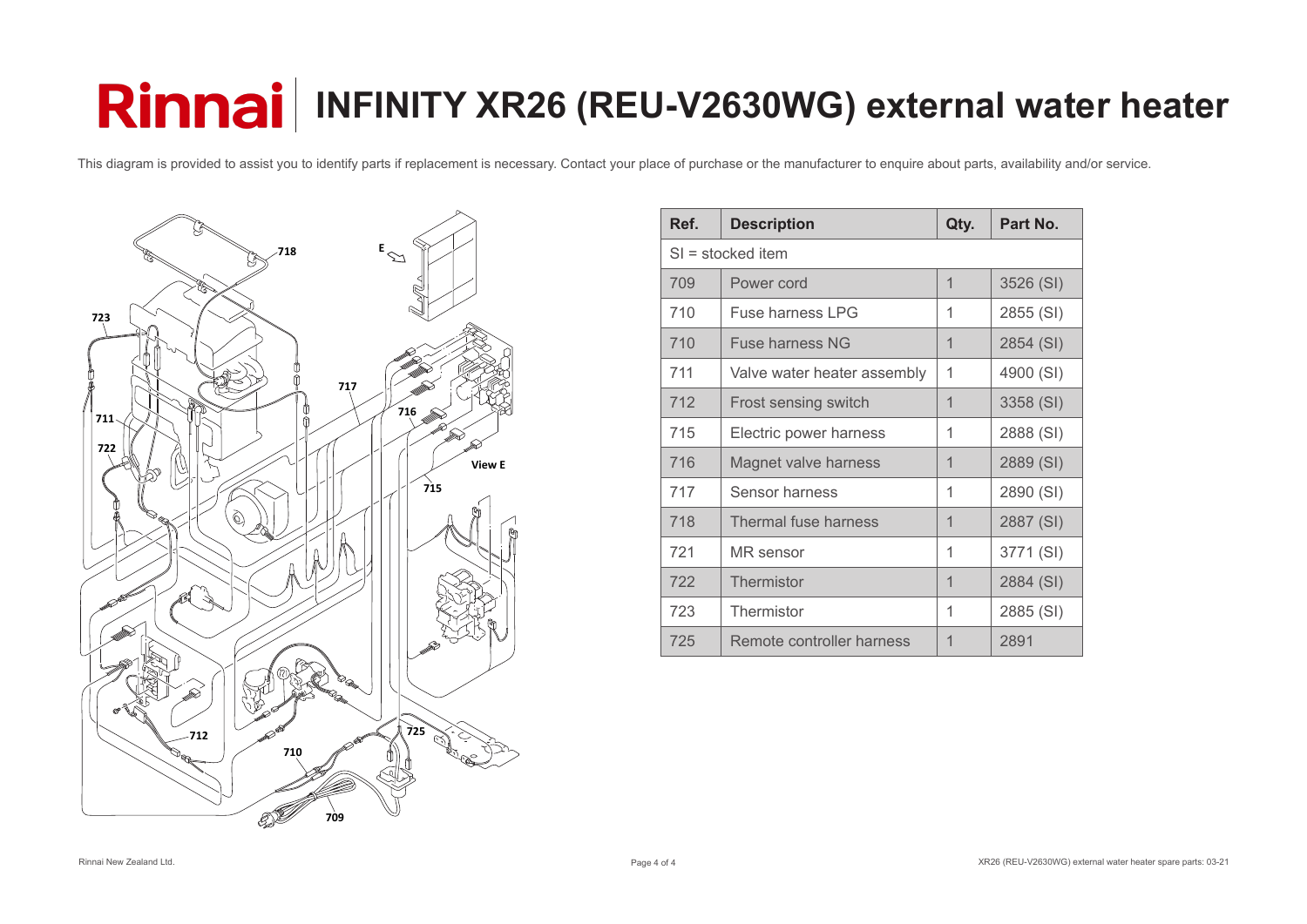# Rinnai | INFINITY XR26 (REU-V2630WG) external water heater

This diagram is provided to assist you to identify parts if replacement is necessary. Contact your place of purchase or the manufacturer to enquire about parts, availability and/or service.

718
E
723
717
716
711
722
View E
715
712
725
710
709

| Ref. | Description | Qty. | Part No. |
|---|---|---|---|
| SI = stocked item | | | |
| 709 | Power cord | 1 | 3526 (SI) |
| 710 | Fuse harness LPG | 1 | 2855 (SI) |
| 710 | Fuse harness NG | 1 | 2854 (SI) |
| 711 | Valve water heater assembly | 1 | 4900 (SI) |
| 712 | Frost sensing switch | 1 | 3358 (SI) |
| 715 | Electric power harness | 1 | 2888 (SI) |
| 716 | Magnet valve harness | 1 | 2889 (SI) |
| 717 | Sensor harness | 1 | 2890 (SI) |
| 718 | Thermal fuse harness | 1 | 2887 (SI) |
| 721 | MR sensor | 1 | 3771 (SI) |
| 722 | Thermistor | 1 | 2884 (SI) |
| 723 | Thermistor | 1 | 2885 (SI) |
| 725 | Remote controller harness | 1 | 2891 |

Rinnai New Zealand Ltd.

XR26 (REU-V2630WG) external water heater spare parts: 03-21